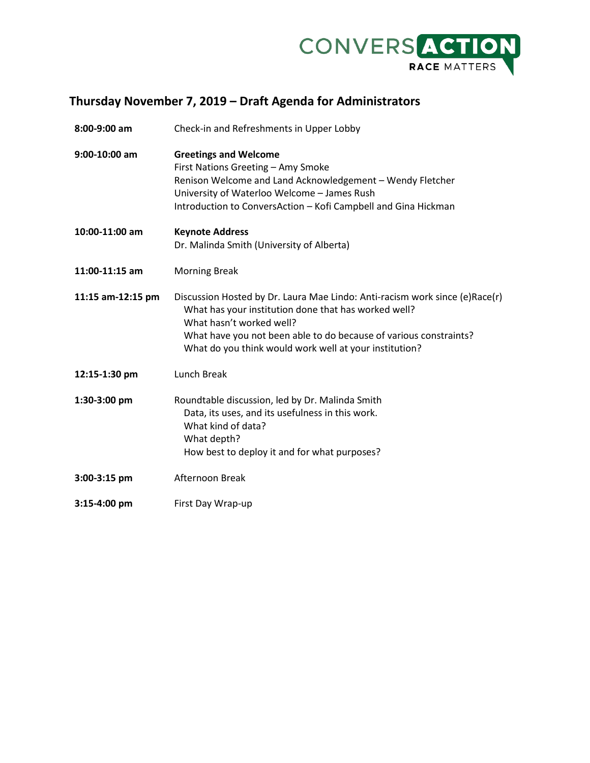CONVERSACTION
RACE MATTERS

## Thursday November 7, 2019 – Draft Agenda for Administrators

| | |
|---|---|
| **8:00-9:00 am** | Check-in and Refreshments in Upper Lobby |
| **9:00-10:00 am** | **Greetings and Welcome**<br>First Nations Greeting – Amy Smoke<br>Renison Welcome and Land Acknowledgement – Wendy Fletcher<br>University of Waterloo Welcome – James Rush<br>Introduction to ConversAction – Kofi Campbell and Gina Hickman |
| **10:00-11:00 am** | **Keynote Address**<br>Dr. Malinda Smith (University of Alberta) |
| **11:00-11:15 am** | Morning Break |
| **11:15 am-12:15 pm** | Discussion Hosted by Dr. Laura Mae Lindo: Anti-racism work since (e)Race(r)<br>What has your institution done that has worked well?<br>What hasn't worked well?<br>What have you not been able to do because of various constraints?<br>What do you think would work well at your institution? |
| **12:15-1:30 pm** | Lunch Break |
| **1:30-3:00 pm** | Roundtable discussion, led by Dr. Malinda Smith<br>Data, its uses, and its usefulness in this work.<br>What kind of data?<br>What depth?<br>How best to deploy it and for what purposes? |
| **3:00-3:15 pm** | Afternoon Break |
| **3:15-4:00 pm** | First Day Wrap-up |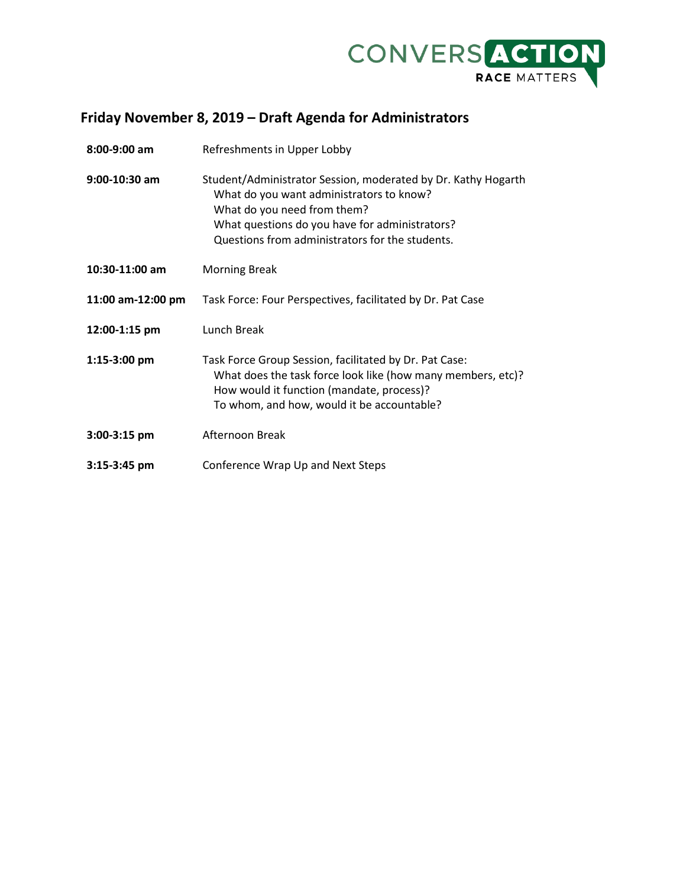CONVERSACTION
RACE MATTERS

## Friday November 8, 2019 – Draft Agenda for Administrators

**8:00-9:00 am** Refreshments in Upper Lobby

**9:00-10:30 am** Student/Administrator Session, moderated by Dr. Kathy Hogarth
- What do you want administrators to know?
- What do you need from them?
- What questions do you have for administrators?
- Questions from administrators for the students.

**10:30-11:00 am** Morning Break

**11:00 am-12:00 pm** Task Force: Four Perspectives, facilitated by Dr. Pat Case

**12:00-1:15 pm** Lunch Break

**1:15-3:00 pm** Task Force Group Session, facilitated by Dr. Pat Case:
- What does the task force look like (how many members, etc)?
- How would it function (mandate, process)?
- To whom, and how, would it be accountable?

**3:00-3:15 pm** Afternoon Break

**3:15-3:45 pm** Conference Wrap Up and Next Steps